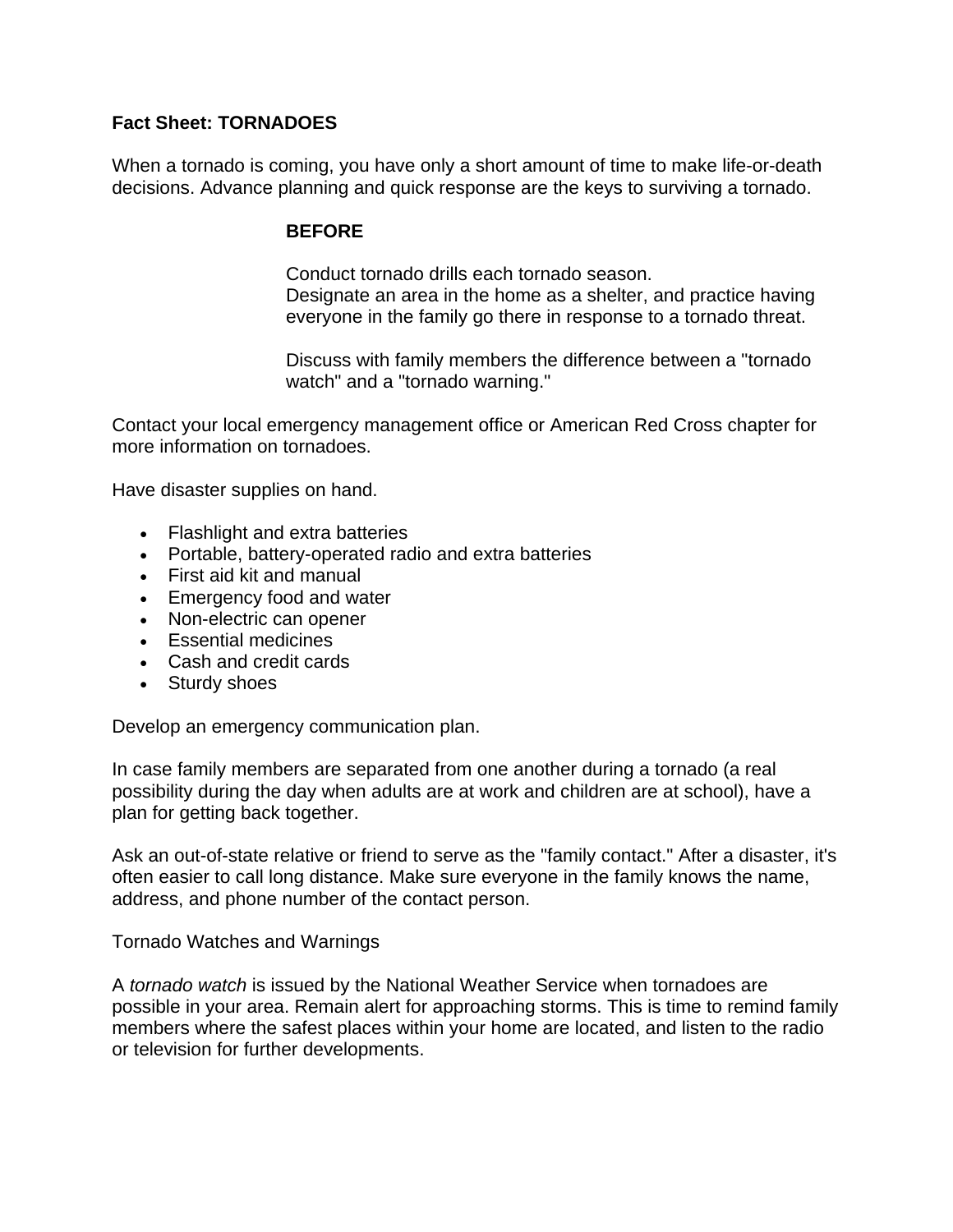**Fact Sheet: TORNADOES**

When a tornado is coming, you have only a short amount of time to make life-or-death decisions. Advance planning and quick response are the keys to surviving a tornado.

**BEFORE**

Conduct tornado drills each tornado season.
Designate an area in the home as a shelter, and practice having everyone in the family go there in response to a tornado threat.

Discuss with family members the difference between a "tornado watch" and a "tornado warning."

Contact your local emergency management office or American Red Cross chapter for more information on tornadoes.

Have disaster supplies on hand.

- Flashlight and extra batteries
- Portable, battery-operated radio and extra batteries
- First aid kit and manual
- Emergency food and water
- Non-electric can opener
- Essential medicines
- Cash and credit cards
- Sturdy shoes

Develop an emergency communication plan.

In case family members are separated from one another during a tornado (a real possibility during the day when adults are at work and children are at school), have a plan for getting back together.

Ask an out-of-state relative or friend to serve as the "family contact." After a disaster, it's often easier to call long distance. Make sure everyone in the family knows the name, address, and phone number of the contact person.

Tornado Watches and Warnings

A *tornado watch* is issued by the National Weather Service when tornadoes are possible in your area. Remain alert for approaching storms. This is time to remind family members where the safest places within your home are located, and listen to the radio or television for further developments.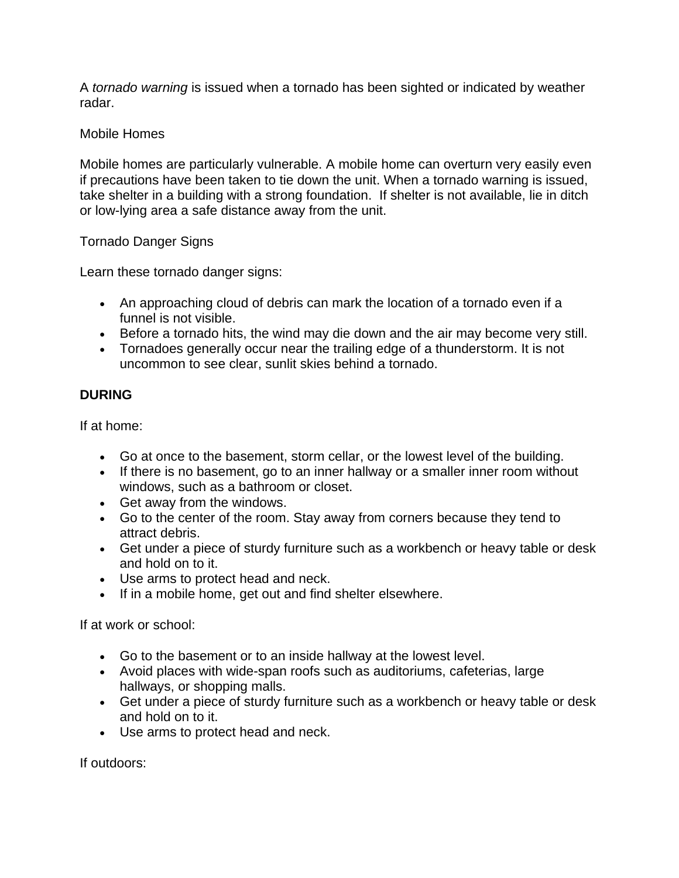A *tornado warning* is issued when a tornado has been sighted or indicated by weather radar.

Mobile Homes

Mobile homes are particularly vulnerable. A mobile home can overturn very easily even if precautions have been taken to tie down the unit. When a tornado warning is issued, take shelter in a building with a strong foundation. If shelter is not available, lie in ditch or low-lying area a safe distance away from the unit.

Tornado Danger Signs

Learn these tornado danger signs:

- An approaching cloud of debris can mark the location of a tornado even if a funnel is not visible.
- Before a tornado hits, the wind may die down and the air may become very still.
- Tornadoes generally occur near the trailing edge of a thunderstorm. It is not uncommon to see clear, sunlit skies behind a tornado.

**DURING**

If at home:

- Go at once to the basement, storm cellar, or the lowest level of the building.
- If there is no basement, go to an inner hallway or a smaller inner room without windows, such as a bathroom or closet.
- Get away from the windows.
- Go to the center of the room. Stay away from corners because they tend to attract debris.
- Get under a piece of sturdy furniture such as a workbench or heavy table or desk and hold on to it.
- Use arms to protect head and neck.
- If in a mobile home, get out and find shelter elsewhere.

If at work or school:

- Go to the basement or to an inside hallway at the lowest level.
- Avoid places with wide-span roofs such as auditoriums, cafeterias, large hallways, or shopping malls.
- Get under a piece of sturdy furniture such as a workbench or heavy table or desk and hold on to it.
- Use arms to protect head and neck.

If outdoors: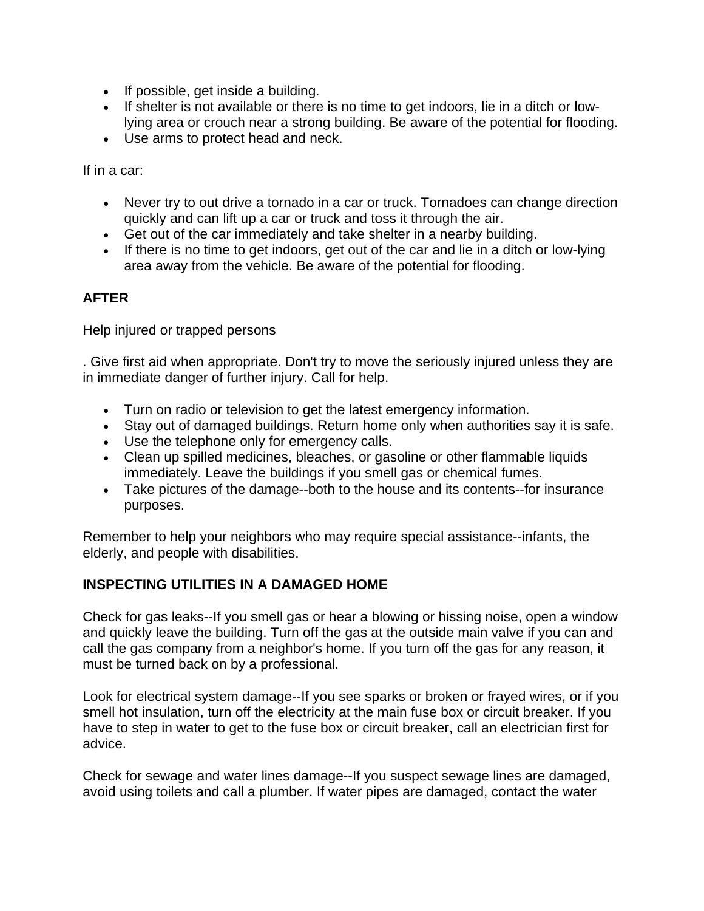- If possible, get inside a building.
- If shelter is not available or there is no time to get indoors, lie in a ditch or low-lying area or crouch near a strong building. Be aware of the potential for flooding.
- Use arms to protect head and neck.

If in a car:

- Never try to out drive a tornado in a car or truck. Tornadoes can change direction quickly and can lift up a car or truck and toss it through the air.
- Get out of the car immediately and take shelter in a nearby building.
- If there is no time to get indoors, get out of the car and lie in a ditch or low-lying area away from the vehicle. Be aware of the potential for flooding.

**AFTER**

Help injured or trapped persons

. Give first aid when appropriate. Don't try to move the seriously injured unless they are in immediate danger of further injury. Call for help.

- Turn on radio or television to get the latest emergency information.
- Stay out of damaged buildings. Return home only when authorities say it is safe.
- Use the telephone only for emergency calls.
- Clean up spilled medicines, bleaches, or gasoline or other flammable liquids immediately. Leave the buildings if you smell gas or chemical fumes.
- Take pictures of the damage--both to the house and its contents--for insurance purposes.

Remember to help your neighbors who may require special assistance--infants, the elderly, and people with disabilities.

**INSPECTING UTILITIES IN A DAMAGED HOME**

Check for gas leaks--If you smell gas or hear a blowing or hissing noise, open a window and quickly leave the building. Turn off the gas at the outside main valve if you can and call the gas company from a neighbor's home. If you turn off the gas for any reason, it must be turned back on by a professional.

Look for electrical system damage--If you see sparks or broken or frayed wires, or if you smell hot insulation, turn off the electricity at the main fuse box or circuit breaker. If you have to step in water to get to the fuse box or circuit breaker, call an electrician first for advice.

Check for sewage and water lines damage--If you suspect sewage lines are damaged, avoid using toilets and call a plumber. If water pipes are damaged, contact the water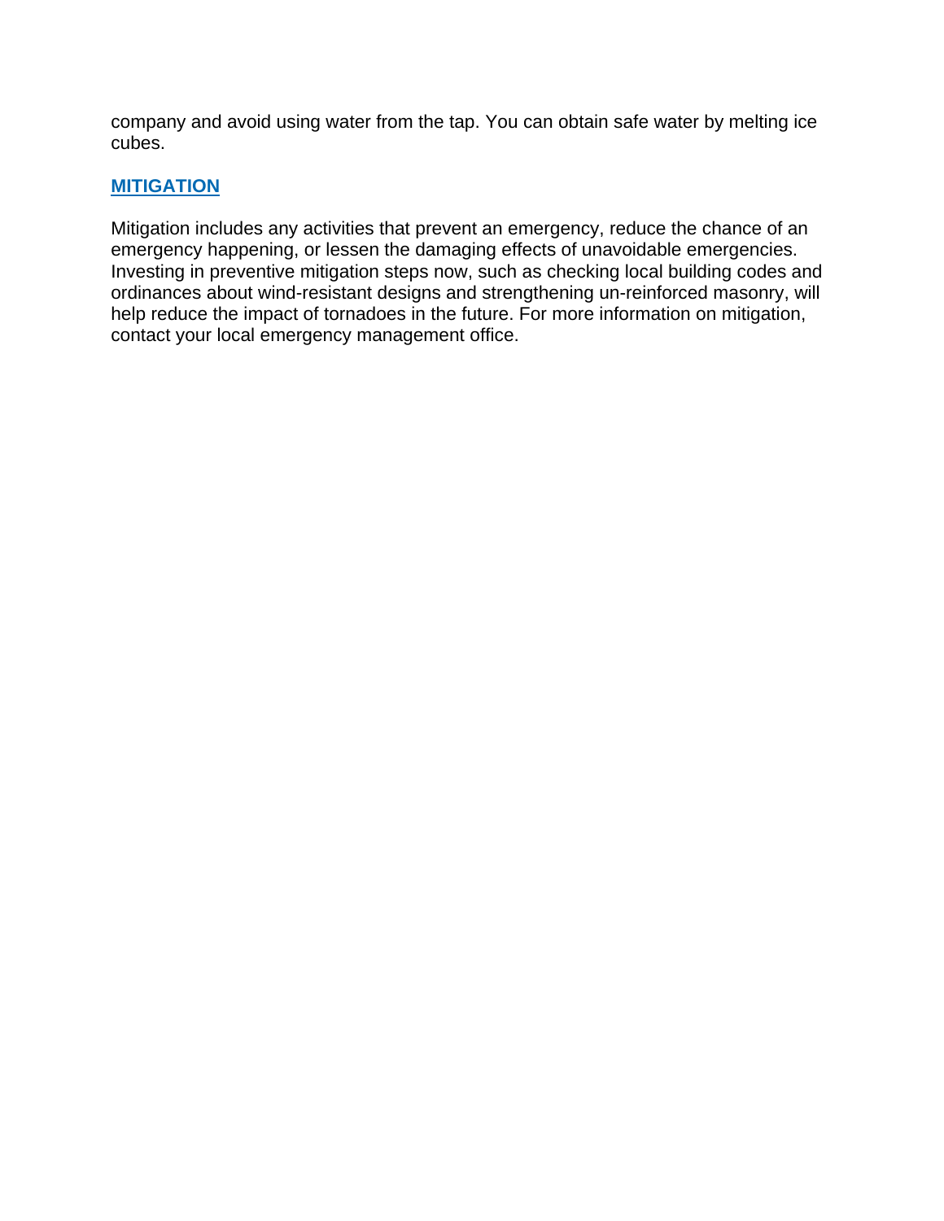company and avoid using water from the tap. You can obtain safe water by melting ice cubes.

## MITIGATION

Mitigation includes any activities that prevent an emergency, reduce the chance of an emergency happening, or lessen the damaging effects of unavoidable emergencies. Investing in preventive mitigation steps now, such as checking local building codes and ordinances about wind-resistant designs and strengthening un-reinforced masonry, will help reduce the impact of tornadoes in the future. For more information on mitigation, contact your local emergency management office.